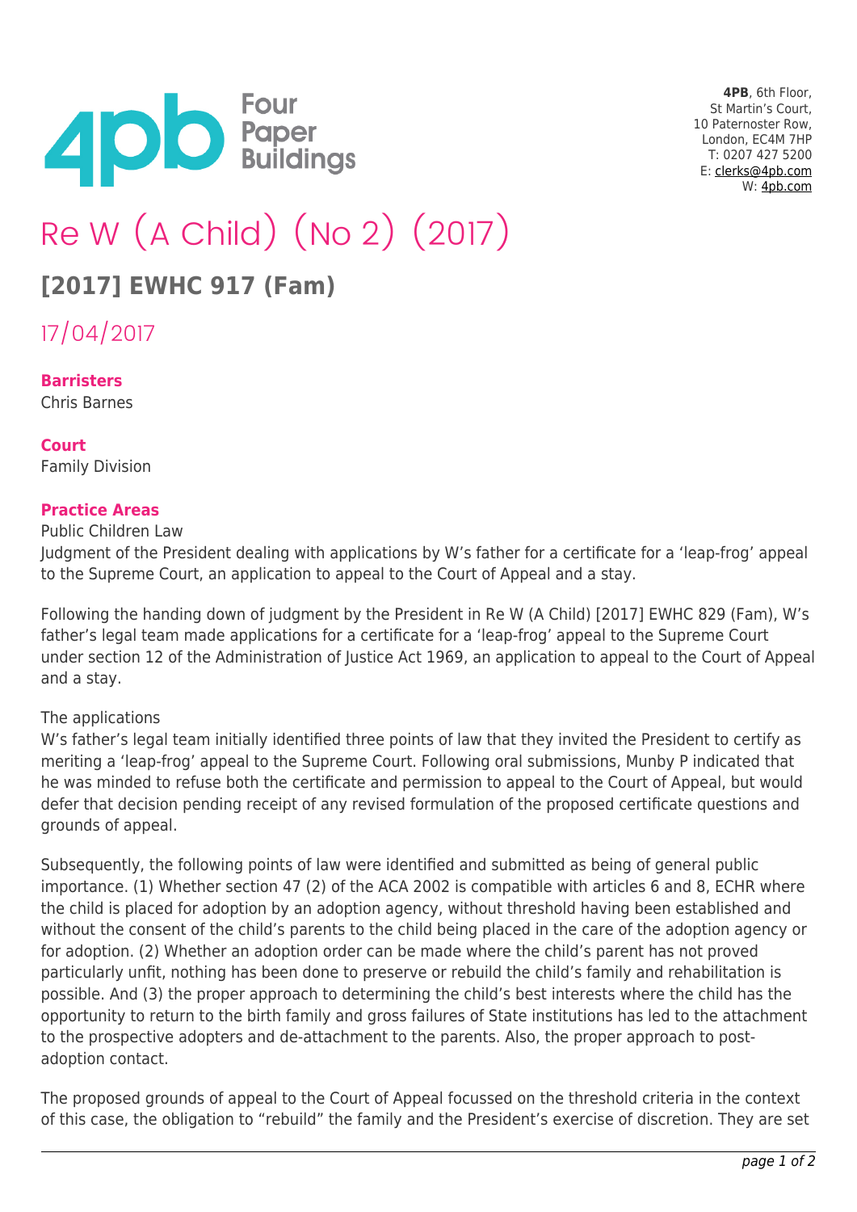**4PB**, 6th Floor,
St Martin's Court,
10 Paternoster Row,
London, EC4M 7HP
T: 0207 427 5200
E: clerks@4pb.com
W: 4pb.com

# Re W (A Child) (No 2) (2017)

## [2017] EWHC 917 (Fam)

17/04/2017

**Barristers**
Chris Barnes

**Court**
Family Division

**Practice Areas**
Public Children Law

Judgment of the President dealing with applications by W's father for a certificate for a 'leap-frog' appeal to the Supreme Court, an application to appeal to the Court of Appeal and a stay.

Following the handing down of judgment by the President in Re W (A Child) [2017] EWHC 829 (Fam), W's father's legal team made applications for a certificate for a 'leap-frog' appeal to the Supreme Court under section 12 of the Administration of Justice Act 1969, an application to appeal to the Court of Appeal and a stay.

The applications

W's father's legal team initially identified three points of law that they invited the President to certify as meriting a 'leap-frog' appeal to the Supreme Court. Following oral submissions, Munby P indicated that he was minded to refuse both the certificate and permission to appeal to the Court of Appeal, but would defer that decision pending receipt of any revised formulation of the proposed certificate questions and grounds of appeal.

Subsequently, the following points of law were identified and submitted as being of general public importance. (1) Whether section 47 (2) of the ACA 2002 is compatible with articles 6 and 8, ECHR where the child is placed for adoption by an adoption agency, without threshold having been established and without the consent of the child's parents to the child being placed in the care of the adoption agency or for adoption. (2) Whether an adoption order can be made where the child's parent has not proved particularly unfit, nothing has been done to preserve or rebuild the child's family and rehabilitation is possible. And (3) the proper approach to determining the child's best interests where the child has the opportunity to return to the birth family and gross failures of State institutions has led to the attachment to the prospective adopters and de-attachment to the parents. Also, the proper approach to post-adoption contact.

The proposed grounds of appeal to the Court of Appeal focussed on the threshold criteria in the context of this case, the obligation to "rebuild" the family and the President's exercise of discretion. They are set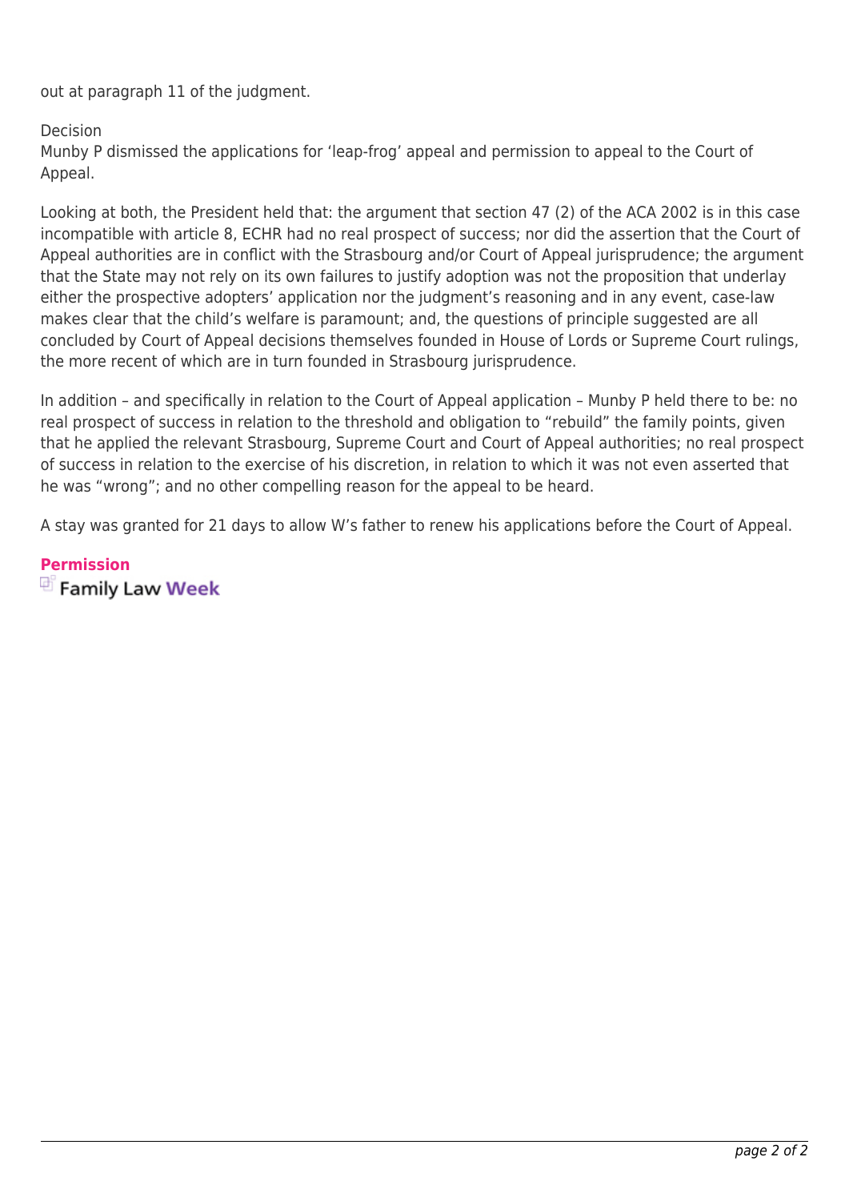out at paragraph 11 of the judgment.

Decision
Munby P dismissed the applications for 'leap-frog' appeal and permission to appeal to the Court of Appeal.

Looking at both, the President held that: the argument that section 47 (2) of the ACA 2002 is in this case incompatible with article 8, ECHR had no real prospect of success; nor did the assertion that the Court of Appeal authorities are in conflict with the Strasbourg and/or Court of Appeal jurisprudence; the argument that the State may not rely on its own failures to justify adoption was not the proposition that underlay either the prospective adopters' application nor the judgment's reasoning and in any event, case-law makes clear that the child's welfare is paramount; and, the questions of principle suggested are all concluded by Court of Appeal decisions themselves founded in House of Lords or Supreme Court rulings, the more recent of which are in turn founded in Strasbourg jurisprudence.

In addition – and specifically in relation to the Court of Appeal application – Munby P held there to be: no real prospect of success in relation to the threshold and obligation to "rebuild" the family points, given that he applied the relevant Strasbourg, Supreme Court and Court of Appeal authorities; no real prospect of success in relation to the exercise of his discretion, in relation to which it was not even asserted that he was "wrong"; and no other compelling reason for the appeal to be heard.

A stay was granted for 21 days to allow W's father to renew his applications before the Court of Appeal.

**Permission**

Family Law Week